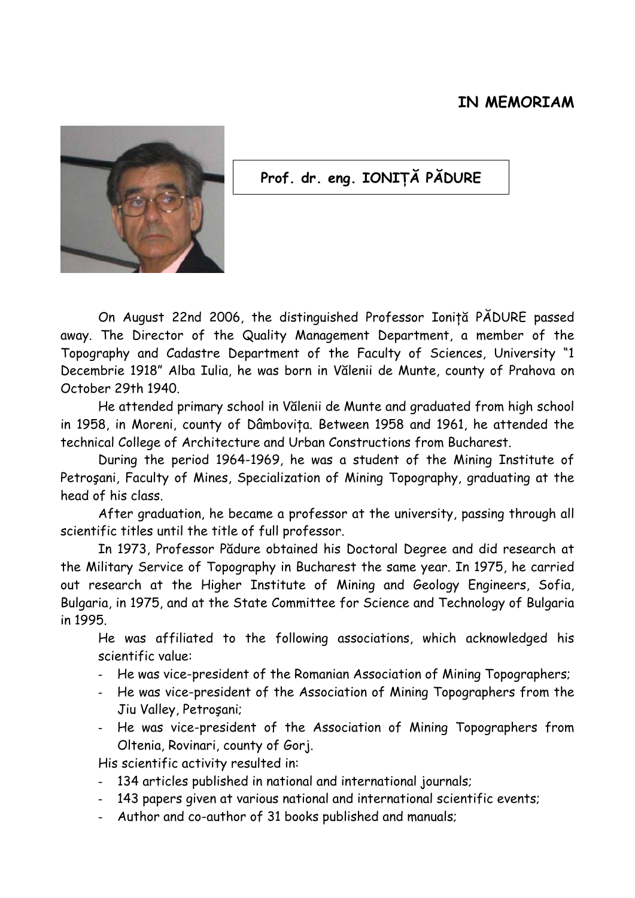# IN MEMORIAM

**Prof. dr. eng. IONIȚĂ PĂDURE**

On August 22nd 2006, the distinguished Professor Ioniță PĂDURE passed away. The Director of the Quality Management Department, a member of the Topography and Cadastre Department of the Faculty of Sciences, University "1 Decembrie 1918" Alba Iulia, he was born in Vălenii de Munte, county of Prahova on October 29th 1940.

He attended primary school in Vălenii de Munte and graduated from high school in 1958, in Moreni, county of Dâmbovița. Between 1958 and 1961, he attended the technical College of Architecture and Urban Constructions from Bucharest.

During the period 1964-1969, he was a student of the Mining Institute of Petroşani, Faculty of Mines, Specialization of Mining Topography, graduating at the head of his class.

After graduation, he became a professor at the university, passing through all scientific titles until the title of full professor.

In 1973, Professor Pădure obtained his Doctoral Degree and did research at the Military Service of Topography in Bucharest the same year. In 1975, he carried out research at the Higher Institute of Mining and Geology Engineers, Sofia, Bulgaria, in 1975, and at the State Committee for Science and Technology of Bulgaria in 1995.

He was affiliated to the following associations, which acknowledged his scientific value:

- He was vice-president of the Romanian Association of Mining Topographers;
- He was vice-president of the Association of Mining Topographers from the Jiu Valley, Petroşani;
- He was vice-president of the Association of Mining Topographers from Oltenia, Rovinari, county of Gorj.

His scientific activity resulted in:

- 134 articles published in national and international journals;
- 143 papers given at various national and international scientific events;
- Author and co-author of 31 books published and manuals;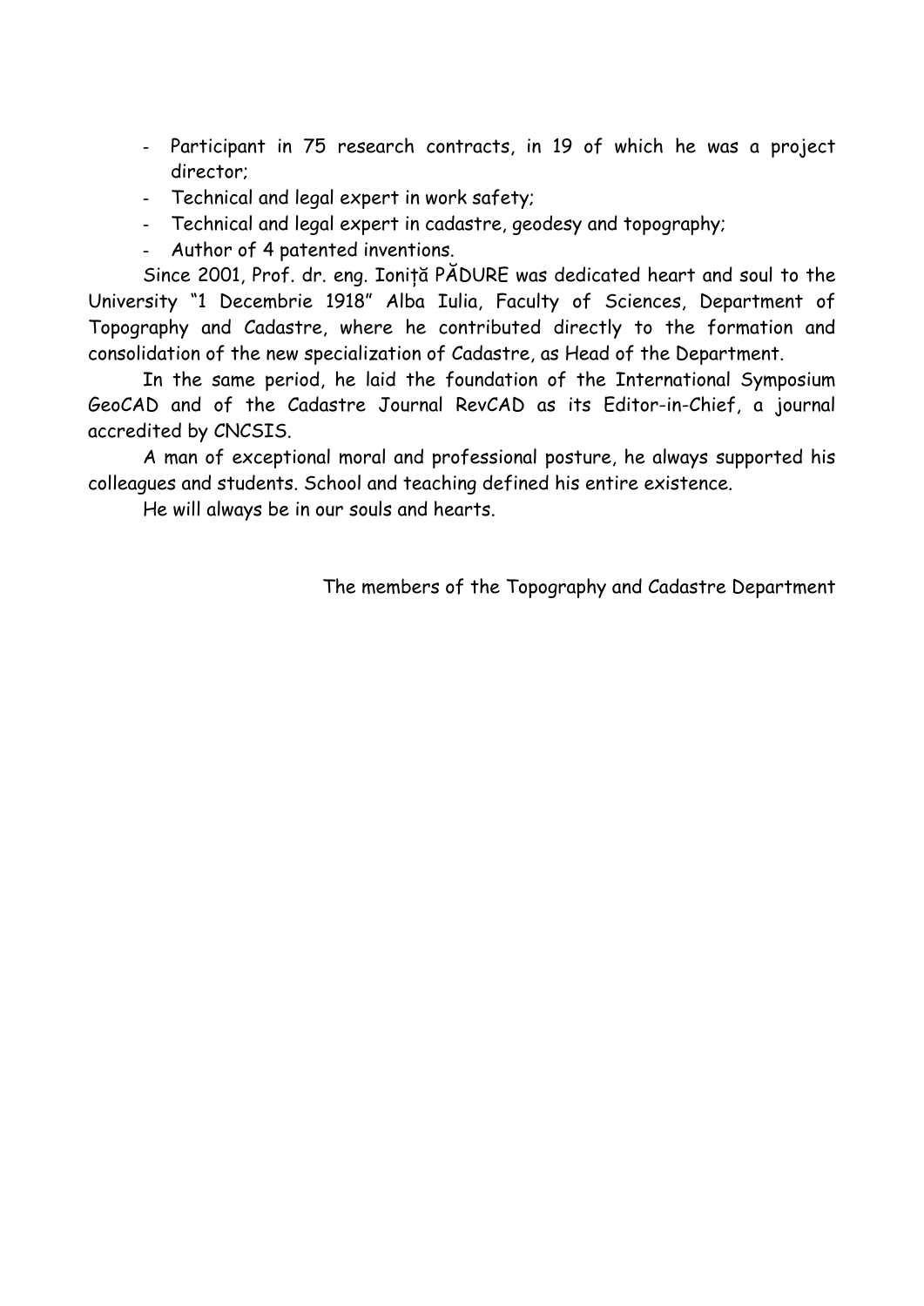- Participant in 75 research contracts, in 19 of which he was a project director;
- Technical and legal expert in work safety;
- Technical and legal expert in cadastre, geodesy and topography;
- Author of 4 patented inventions.

Since 2001, Prof. dr. eng. Ioniță PĂDURE was dedicated heart and soul to the University "1 Decembrie 1918" Alba Iulia, Faculty of Sciences, Department of Topography and Cadastre, where he contributed directly to the formation and consolidation of the new specialization of Cadastre, as Head of the Department.

In the same period, he laid the foundation of the International Symposium GeoCAD and of the Cadastre Journal RevCAD as its Editor-in-Chief, a journal accredited by CNCSIS.

A man of exceptional moral and professional posture, he always supported his colleagues and students. School and teaching defined his entire existence.

He will always be in our souls and hearts.

The members of the Topography and Cadastre Department